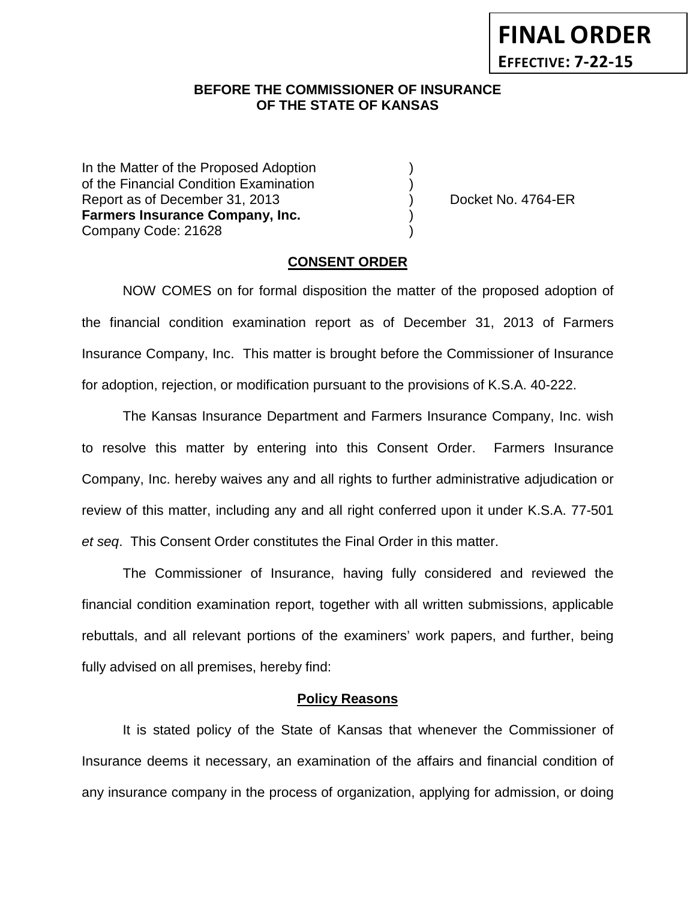**FINAL ORDER**
**EFFECTIVE: 7-22-15**

**BEFORE THE COMMISSIONER OF INSURANCE**
**OF THE STATE OF KANSAS**

In the Matter of the Proposed Adoption )
of the Financial Condition Examination )
Report as of December 31, 2013 ) Docket No. 4764-ER
**Farmers Insurance Company, Inc.** )
Company Code: 21628 )

## CONSENT ORDER

NOW COMES on for formal disposition the matter of the proposed adoption of the financial condition examination report as of December 31, 2013 of Farmers Insurance Company, Inc. This matter is brought before the Commissioner of Insurance for adoption, rejection, or modification pursuant to the provisions of K.S.A. 40-222.

The Kansas Insurance Department and Farmers Insurance Company, Inc. wish to resolve this matter by entering into this Consent Order. Farmers Insurance Company, Inc. hereby waives any and all rights to further administrative adjudication or review of this matter, including any and all right conferred upon it under K.S.A. 77-501 *et seq*. This Consent Order constitutes the Final Order in this matter.

The Commissioner of Insurance, having fully considered and reviewed the financial condition examination report, together with all written submissions, applicable rebuttals, and all relevant portions of the examiners' work papers, and further, being fully advised on all premises, hereby find:

### Policy Reasons

It is stated policy of the State of Kansas that whenever the Commissioner of Insurance deems it necessary, an examination of the affairs and financial condition of any insurance company in the process of organization, applying for admission, or doing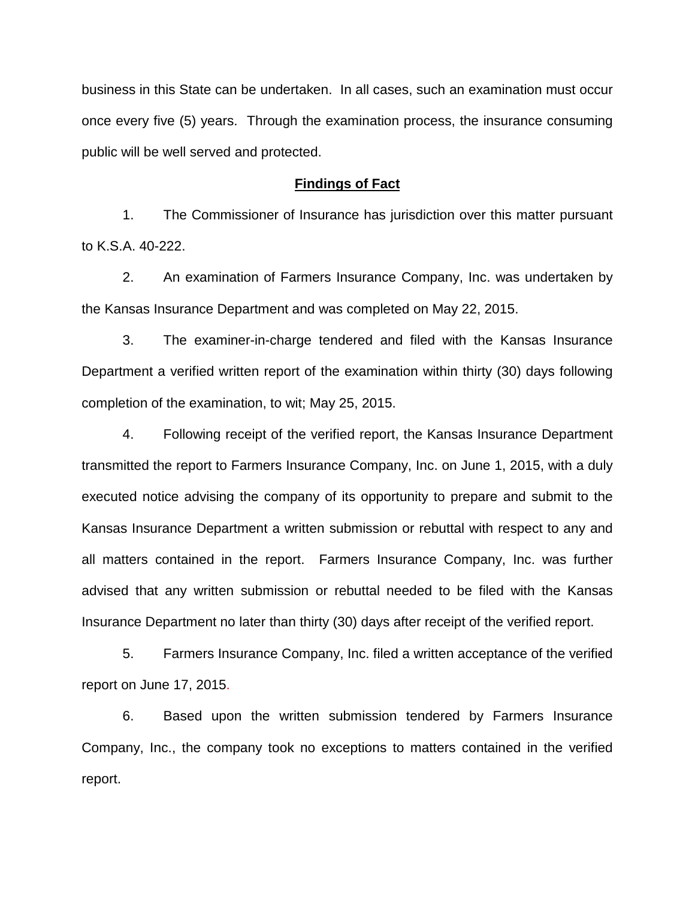business in this State can be undertaken. In all cases, such an examination must occur once every five (5) years. Through the examination process, the insurance consuming public will be well served and protected.

## **Findings of Fact**

1. The Commissioner of Insurance has jurisdiction over this matter pursuant to K.S.A. 40-222.

2. An examination of Farmers Insurance Company, Inc. was undertaken by the Kansas Insurance Department and was completed on May 22, 2015.

3. The examiner-in-charge tendered and filed with the Kansas Insurance Department a verified written report of the examination within thirty (30) days following completion of the examination, to wit; May 25, 2015.

4. Following receipt of the verified report, the Kansas Insurance Department transmitted the report to Farmers Insurance Company, Inc. on June 1, 2015, with a duly executed notice advising the company of its opportunity to prepare and submit to the Kansas Insurance Department a written submission or rebuttal with respect to any and all matters contained in the report. Farmers Insurance Company, Inc. was further advised that any written submission or rebuttal needed to be filed with the Kansas Insurance Department no later than thirty (30) days after receipt of the verified report.

5. Farmers Insurance Company, Inc. filed a written acceptance of the verified report on June 17, 2015.

6. Based upon the written submission tendered by Farmers Insurance Company, Inc., the company took no exceptions to matters contained in the verified report.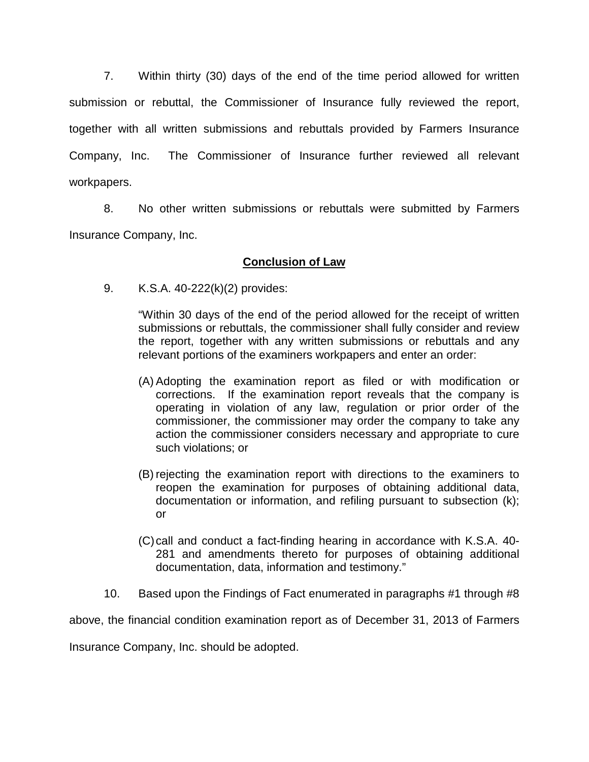7. Within thirty (30) days of the end of the time period allowed for written submission or rebuttal, the Commissioner of Insurance fully reviewed the report, together with all written submissions and rebuttals provided by Farmers Insurance Company, Inc. The Commissioner of Insurance further reviewed all relevant workpapers.

8. No other written submissions or rebuttals were submitted by Farmers Insurance Company, Inc.

## **Conclusion of Law**

9. K.S.A. 40-222(k)(2) provides:

> "Within 30 days of the end of the period allowed for the receipt of written submissions or rebuttals, the commissioner shall fully consider and review the report, together with any written submissions or rebuttals and any relevant portions of the examiners workpapers and enter an order:
>
> (A) Adopting the examination report as filed or with modification or corrections. If the examination report reveals that the company is operating in violation of any law, regulation or prior order of the commissioner, the commissioner may order the company to take any action the commissioner considers necessary and appropriate to cure such violations; or
>
> (B) rejecting the examination report with directions to the examiners to reopen the examination for purposes of obtaining additional data, documentation or information, and refiling pursuant to subsection (k); or
>
> (C) call and conduct a fact-finding hearing in accordance with K.S.A. 40-281 and amendments thereto for purposes of obtaining additional documentation, data, information and testimony."

10. Based upon the Findings of Fact enumerated in paragraphs #1 through #8 above, the financial condition examination report as of December 31, 2013 of Farmers Insurance Company, Inc. should be adopted.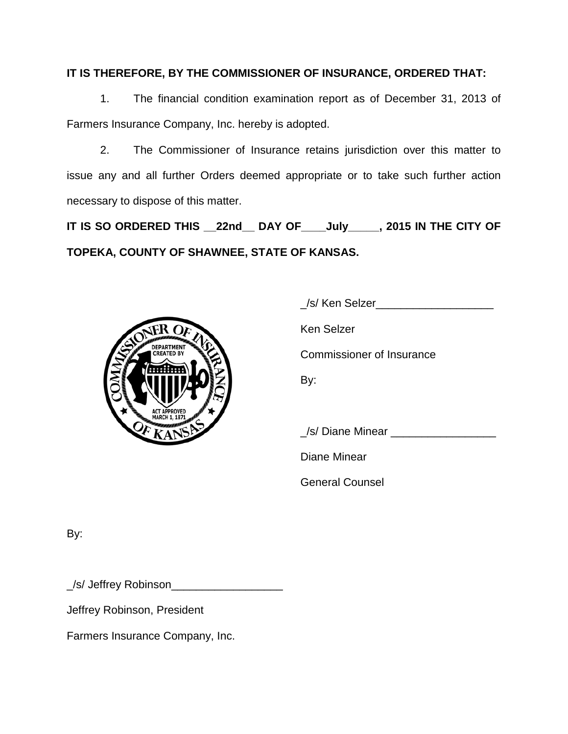**IT IS THEREFORE, BY THE COMMISSIONER OF INSURANCE, ORDERED THAT:**

1. The financial condition examination report as of December 31, 2013 of Farmers Insurance Company, Inc. hereby is adopted.

2. The Commissioner of Insurance retains jurisdiction over this matter to issue any and all further Orders deemed appropriate or to take such further action necessary to dispose of this matter.

**IT IS SO ORDERED THIS __22nd__ DAY OF____July_____, 2015 IN THE CITY OF TOPEKA, COUNTY OF SHAWNEE, STATE OF KANSAS.**

_/s/ Ken Selzer___________________

Ken Selzer

Commissioner of Insurance

By:

_/s/ Diane Minear _________________

Diane Minear

General Counsel

By:

_/s/ Jeffrey Robinson__________________

Jeffrey Robinson, President

Farmers Insurance Company, Inc.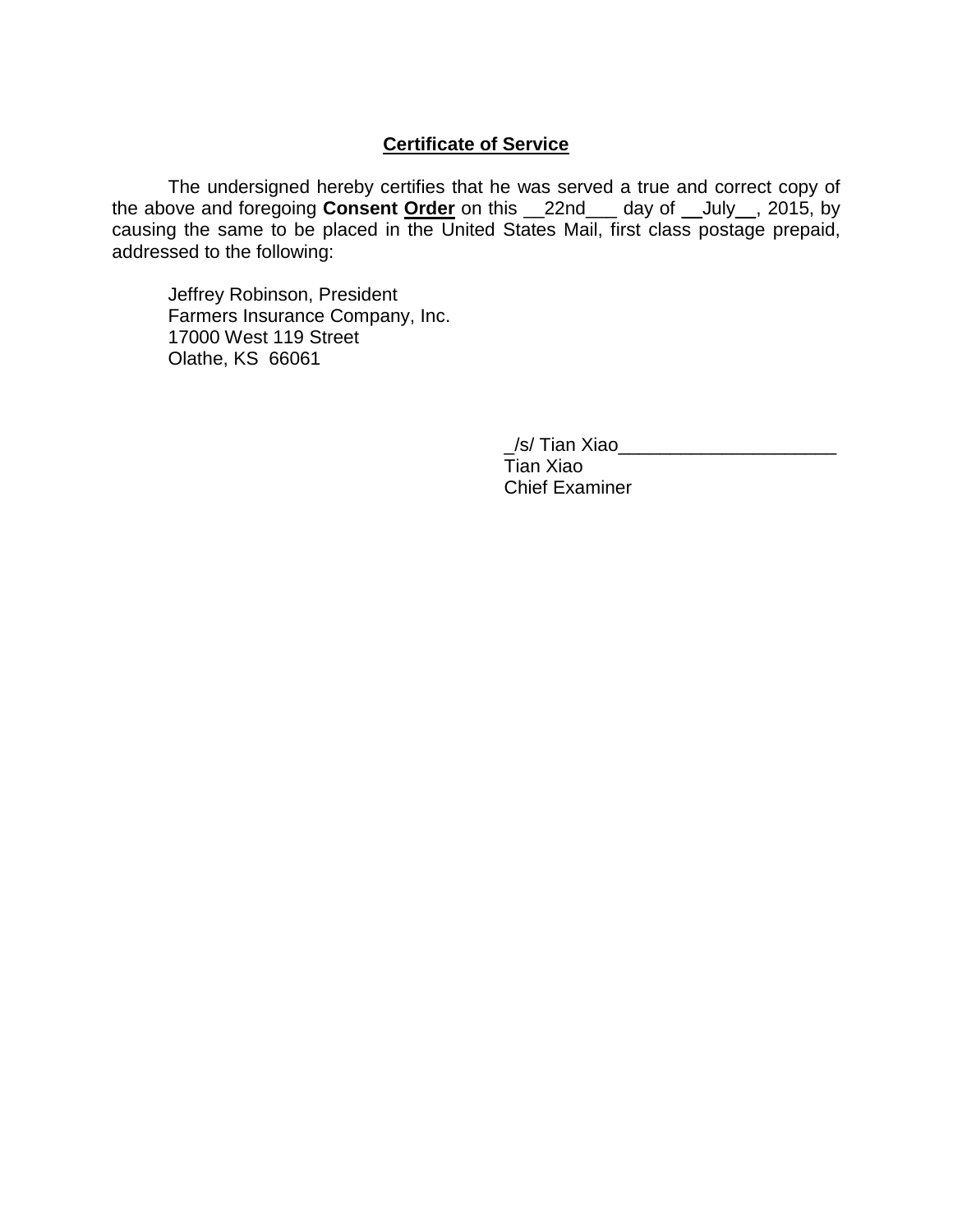## **Certificate of Service**

The undersigned hereby certifies that he was served a true and correct copy of the above and foregoing **Consent Order** on this __22nd___ day of __July__, 2015, by causing the same to be placed in the United States Mail, first class postage prepaid, addressed to the following:

Jeffrey Robinson, President
Farmers Insurance Company, Inc.
17000 West 119 Street
Olathe, KS 66061

_/s/ Tian Xiao_____________________
Tian Xiao
Chief Examiner